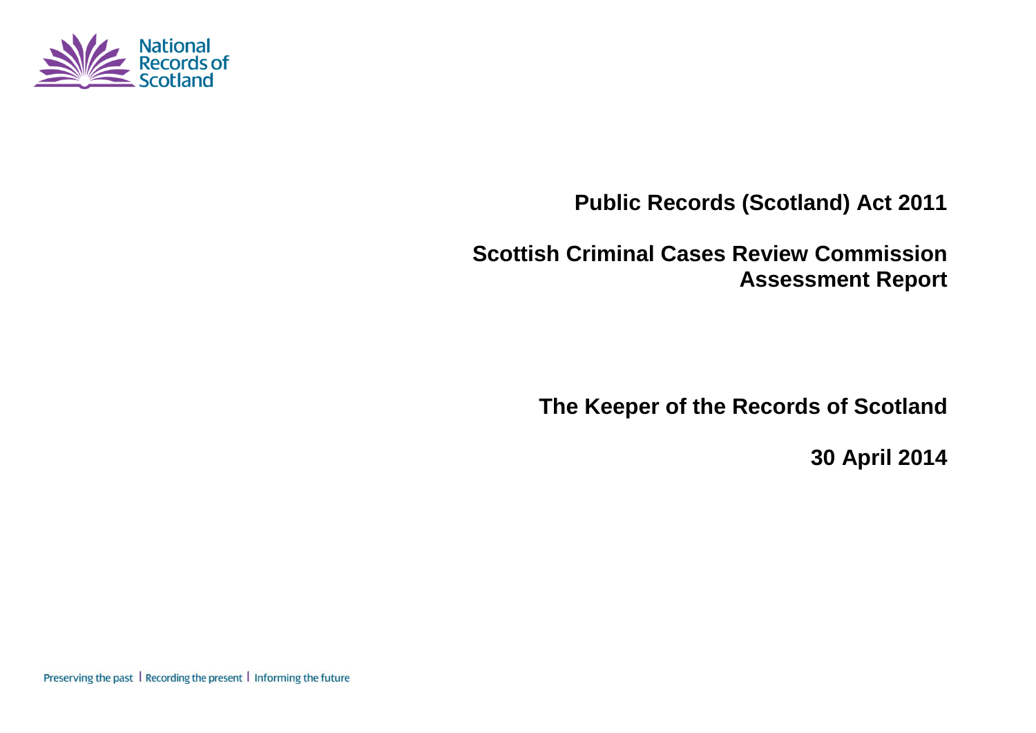National Records of Scotland

# Public Records (Scotland) Act 2011

# Scottish Criminal Cases Review Commission Assessment Report

## The Keeper of the Records of Scotland

## 30 April 2014

Preserving the past | Recording the present | Informing the future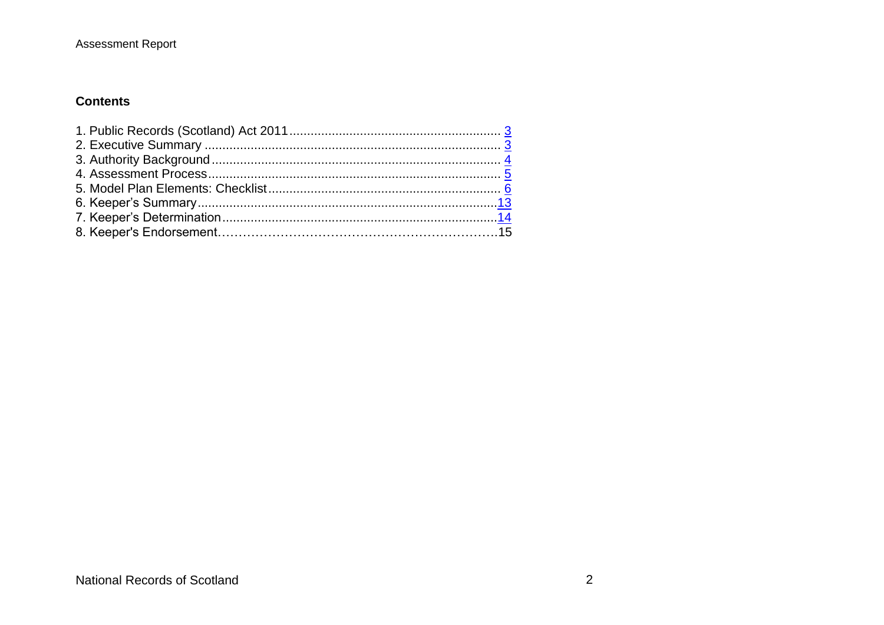## Contents

1. Public Records (Scotland) Act 2011 .......................................................... 3
2. Executive Summary ................................................................................... 3
3. Authority Background ................................................................................. 4
4. Assessment Process ................................................................................... 5
5. Model Plan Elements: Checklist .................................................................. 6
6. Keeper's Summary ..................................................................................... 13
7. Keeper's Determination ............................................................................. 14
8. Keeper's Endorsement……………………………………………………………15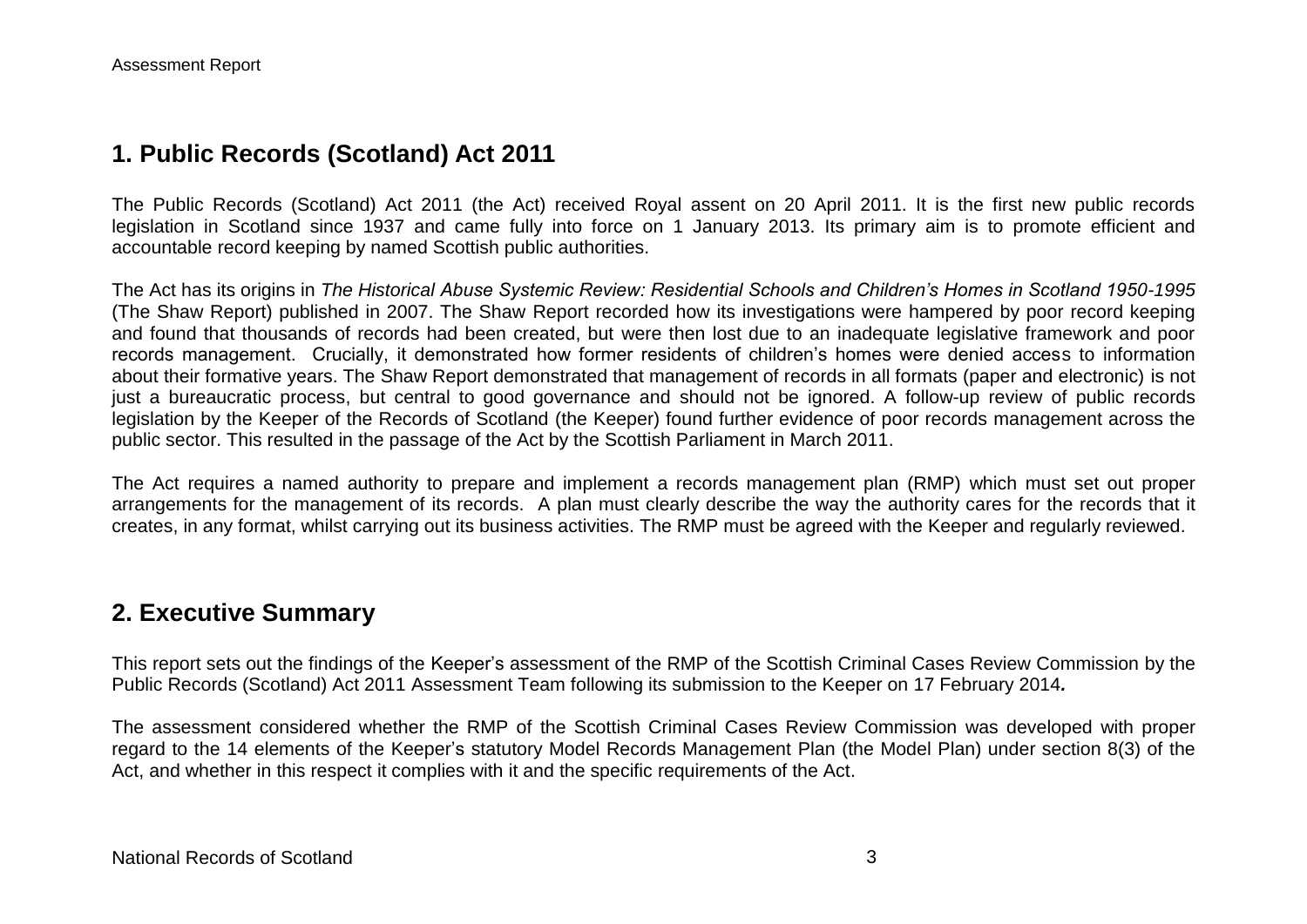## 1. Public Records (Scotland) Act 2011

The Public Records (Scotland) Act 2011 (the Act) received Royal assent on 20 April 2011. It is the first new public records legislation in Scotland since 1937 and came fully into force on 1 January 2013. Its primary aim is to promote efficient and accountable record keeping by named Scottish public authorities.

The Act has its origins in *The Historical Abuse Systemic Review: Residential Schools and Children's Homes in Scotland 1950-1995* (The Shaw Report) published in 2007. The Shaw Report recorded how its investigations were hampered by poor record keeping and found that thousands of records had been created, but were then lost due to an inadequate legislative framework and poor records management. Crucially, it demonstrated how former residents of children's homes were denied access to information about their formative years. The Shaw Report demonstrated that management of records in all formats (paper and electronic) is not just a bureaucratic process, but central to good governance and should not be ignored. A follow-up review of public records legislation by the Keeper of the Records of Scotland (the Keeper) found further evidence of poor records management across the public sector. This resulted in the passage of the Act by the Scottish Parliament in March 2011.

The Act requires a named authority to prepare and implement a records management plan (RMP) which must set out proper arrangements for the management of its records. A plan must clearly describe the way the authority cares for the records that it creates, in any format, whilst carrying out its business activities. The RMP must be agreed with the Keeper and regularly reviewed.

## 2. Executive Summary

This report sets out the findings of the Keeper's assessment of the RMP of the Scottish Criminal Cases Review Commission by the Public Records (Scotland) Act 2011 Assessment Team following its submission to the Keeper on 17 February 2014*.*

The assessment considered whether the RMP of the Scottish Criminal Cases Review Commission was developed with proper regard to the 14 elements of the Keeper's statutory Model Records Management Plan (the Model Plan) under section 8(3) of the Act, and whether in this respect it complies with it and the specific requirements of the Act.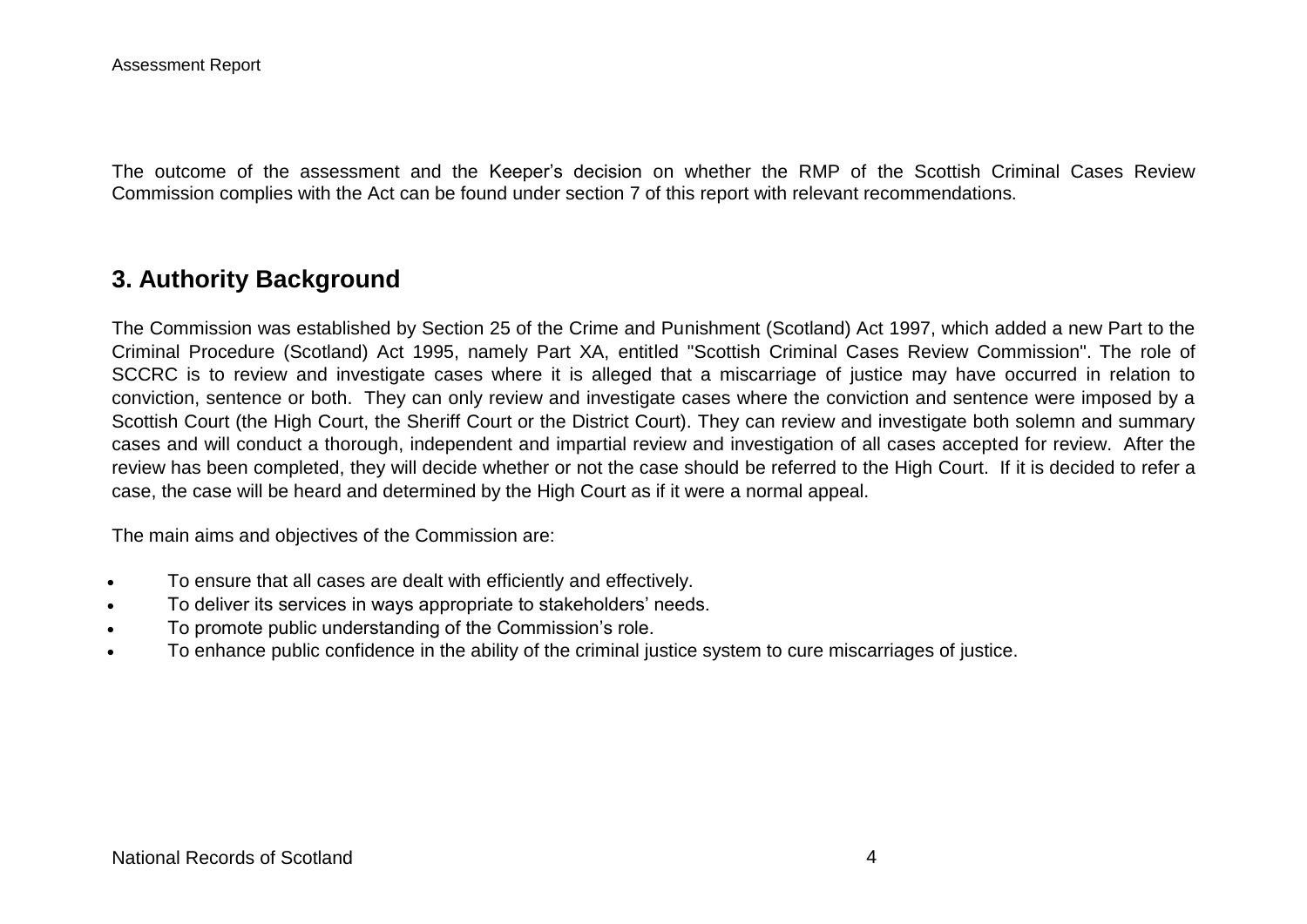The outcome of the assessment and the Keeper's decision on whether the RMP of the Scottish Criminal Cases Review Commission complies with the Act can be found under section 7 of this report with relevant recommendations.

## 3. Authority Background

The Commission was established by Section 25 of the Crime and Punishment (Scotland) Act 1997, which added a new Part to the Criminal Procedure (Scotland) Act 1995, namely Part XA, entitled "Scottish Criminal Cases Review Commission". The role of SCCRC is to review and investigate cases where it is alleged that a miscarriage of justice may have occurred in relation to conviction, sentence or both. They can only review and investigate cases where the conviction and sentence were imposed by a Scottish Court (the High Court, the Sheriff Court or the District Court). They can review and investigate both solemn and summary cases and will conduct a thorough, independent and impartial review and investigation of all cases accepted for review. After the review has been completed, they will decide whether or not the case should be referred to the High Court. If it is decided to refer a case, the case will be heard and determined by the High Court as if it were a normal appeal.

The main aims and objectives of the Commission are:

- To ensure that all cases are dealt with efficiently and effectively.
- To deliver its services in ways appropriate to stakeholders' needs.
- To promote public understanding of the Commission's role.
- To enhance public confidence in the ability of the criminal justice system to cure miscarriages of justice.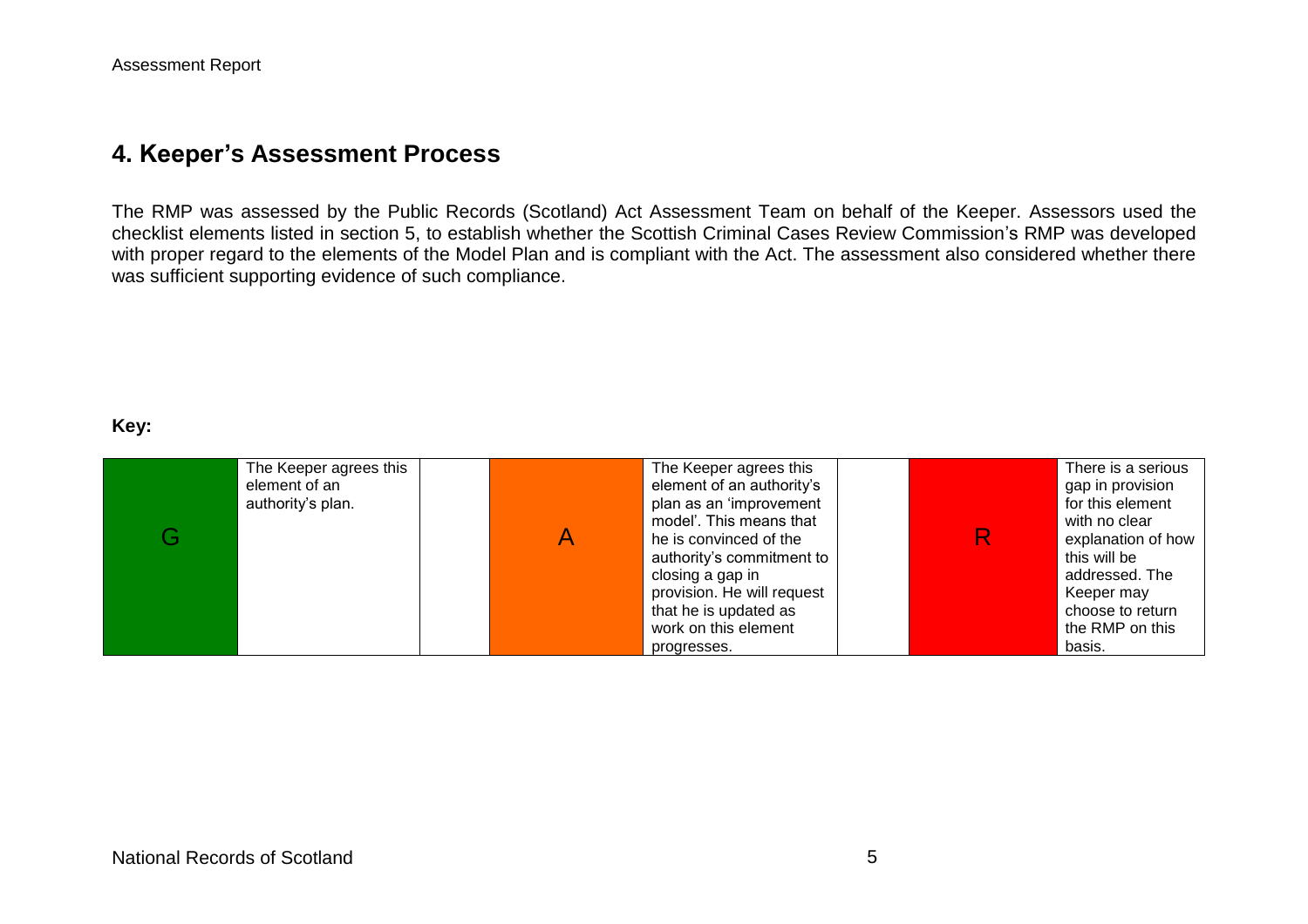## 4. Keeper's Assessment Process

The RMP was assessed by the Public Records (Scotland) Act Assessment Team on behalf of the Keeper. Assessors used the checklist elements listed in section 5, to establish whether the Scottish Criminal Cases Review Commission's RMP was developed with proper regard to the elements of the Model Plan and is compliant with the Act. The assessment also considered whether there was sufficient supporting evidence of such compliance.

**Key:**

| | | | | | | | |
|---|---|---|---|---|---|---|---|
| G | The Keeper agrees this element of an authority's plan. | | A | The Keeper agrees this element of an authority's plan as an 'improvement model'. This means that he is convinced of the authority's commitment to closing a gap in provision. He will request that he is updated as work on this element progresses. | | R | There is a serious gap in provision for this element with no clear explanation of how this will be addressed. The Keeper may choose to return the RMP on this basis. |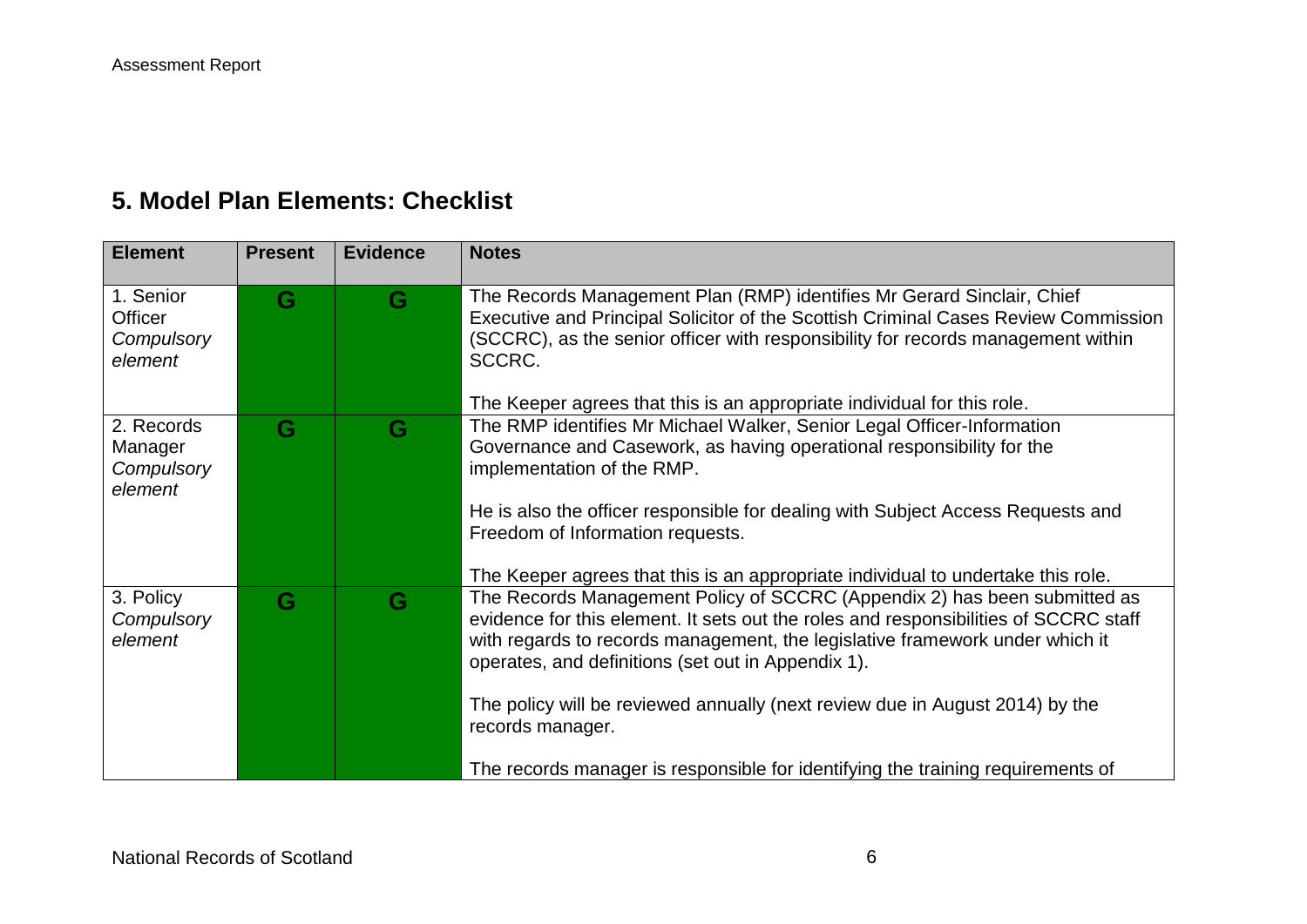## 5. Model Plan Elements: Checklist

| Element | Present | Evidence | Notes |
|---|---|---|---|
| 1. Senior Officer *Compulsory element* | G | G | The Records Management Plan (RMP) identifies Mr Gerard Sinclair, Chief Executive and Principal Solicitor of the Scottish Criminal Cases Review Commission (SCCRC), as the senior officer with responsibility for records management within SCCRC.<br><br>The Keeper agrees that this is an appropriate individual for this role. |
| 2. Records Manager *Compulsory element* | G | G | The RMP identifies Mr Michael Walker, Senior Legal Officer-Information Governance and Casework, as having operational responsibility for the implementation of the RMP.<br><br>He is also the officer responsible for dealing with Subject Access Requests and Freedom of Information requests.<br><br>The Keeper agrees that this is an appropriate individual to undertake this role. |
| 3. Policy *Compulsory element* | G | G | The Records Management Policy of SCCRC (Appendix 2) has been submitted as evidence for this element. It sets out the roles and responsibilities of SCCRC staff with regards to records management, the legislative framework under which it operates, and definitions (set out in Appendix 1).<br><br>The policy will be reviewed annually (next review due in August 2014) by the records manager.<br><br>The records manager is responsible for identifying the training requirements of |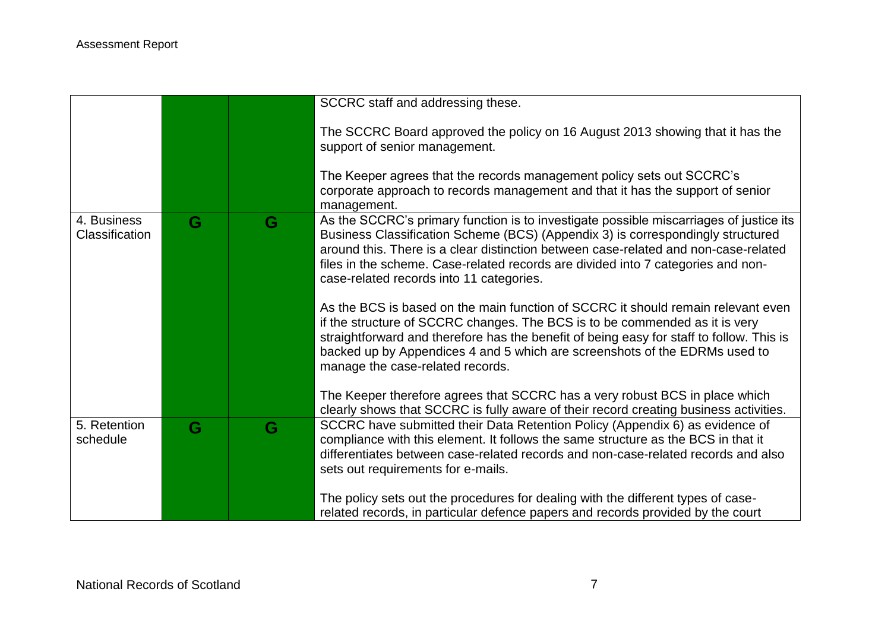| | | | |
|---|---|---|---|
| | | | SCCRC staff and addressing these.<br><br>The SCCRC Board approved the policy on 16 August 2013 showing that it has the support of senior management.<br><br>The Keeper agrees that the records management policy sets out SCCRC's corporate approach to records management and that it has the support of senior management. |
| 4. Business Classification | G | G | As the SCCRC's primary function is to investigate possible miscarriages of justice its Business Classification Scheme (BCS) (Appendix 3) is correspondingly structured around this. There is a clear distinction between case-related and non-case-related files in the scheme. Case-related records are divided into 7 categories and non-case-related records into 11 categories.<br><br>As the BCS is based on the main function of SCCRC it should remain relevant even if the structure of SCCRC changes. The BCS is to be commended as it is very straightforward and therefore has the benefit of being easy for staff to follow. This is backed up by Appendices 4 and 5 which are screenshots of the EDRMs used to manage the case-related records.<br><br>The Keeper therefore agrees that SCCRC has a very robust BCS in place which clearly shows that SCCRC is fully aware of their record creating business activities. |
| 5. Retention schedule | G | G | SCCRC have submitted their Data Retention Policy (Appendix 6) as evidence of compliance with this element. It follows the same structure as the BCS in that it differentiates between case-related records and non-case-related records and also sets out requirements for e-mails.<br><br>The policy sets out the procedures for dealing with the different types of case-related records, in particular defence papers and records provided by the court |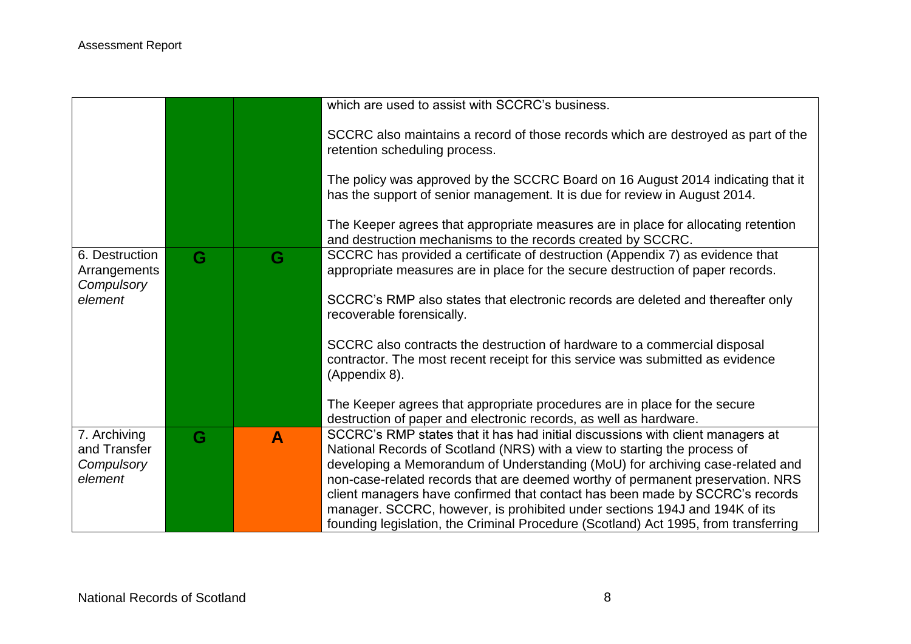| | | | |
|---|---|---|---|
| | | | which are used to assist with SCCRC's business.<br><br>SCCRC also maintains a record of those records which are destroyed as part of the retention scheduling process.<br><br>The policy was approved by the SCCRC Board on 16 August 2014 indicating that it has the support of senior management. It is due for review in August 2014.<br><br>The Keeper agrees that appropriate measures are in place for allocating retention and destruction mechanisms to the records created by SCCRC. |
| 6. Destruction Arrangements *Compulsory element* | G | G | SCCRC has provided a certificate of destruction (Appendix 7) as evidence that appropriate measures are in place for the secure destruction of paper records.<br><br>SCCRC's RMP also states that electronic records are deleted and thereafter only recoverable forensically.<br><br>SCCRC also contracts the destruction of hardware to a commercial disposal contractor. The most recent receipt for this service was submitted as evidence (Appendix 8).<br><br>The Keeper agrees that appropriate procedures are in place for the secure destruction of paper and electronic records, as well as hardware. |
| 7. Archiving and Transfer *Compulsory element* | G | A | SCCRC's RMP states that it has had initial discussions with client managers at National Records of Scotland (NRS) with a view to starting the process of developing a Memorandum of Understanding (MoU) for archiving case-related and non-case-related records that are deemed worthy of permanent preservation. NRS client managers have confirmed that contact has been made by SCCRC's records manager. SCCRC, however, is prohibited under sections 194J and 194K of its founding legislation, the Criminal Procedure (Scotland) Act 1995, from transferring |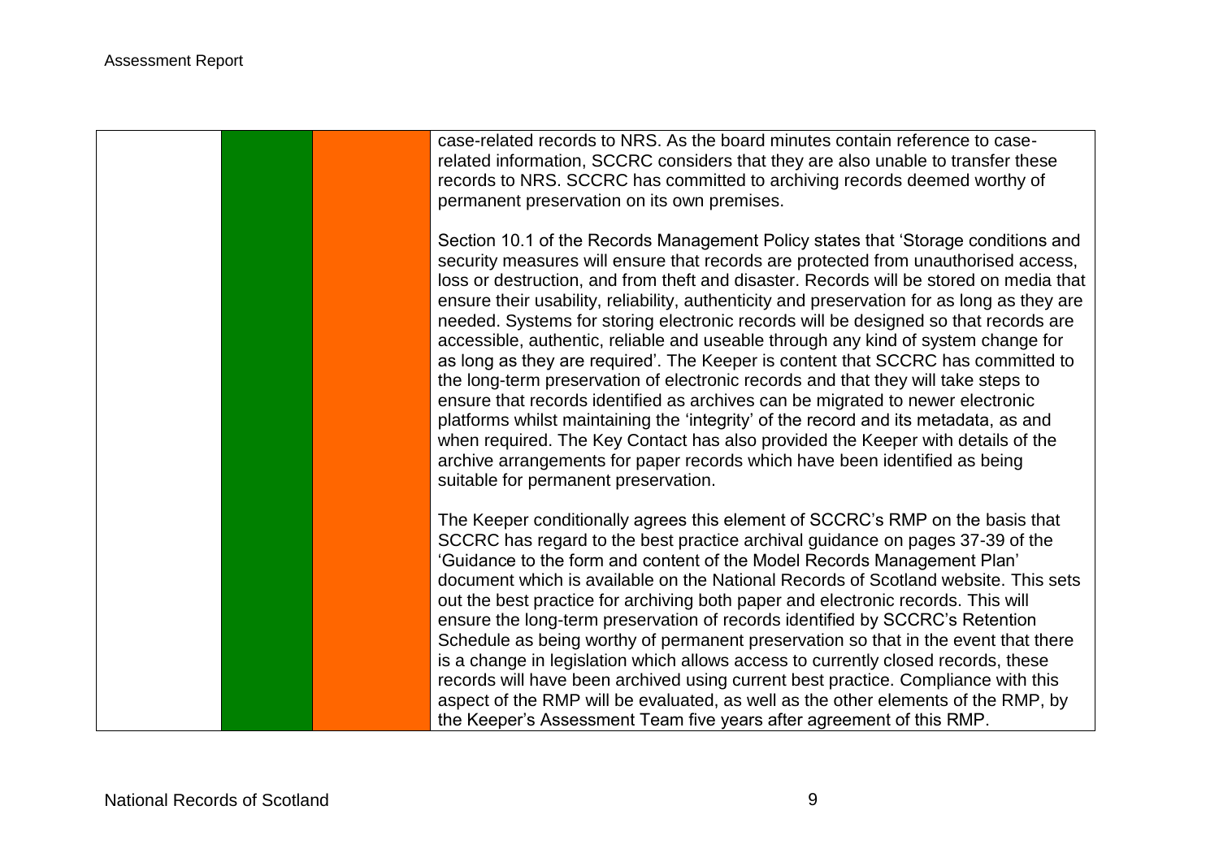| | | | |
|---|---|---|---|
| | | | case-related records to NRS. As the board minutes contain reference to case-related information, SCCRC considers that they are also unable to transfer these records to NRS. SCCRC has committed to archiving records deemed worthy of permanent preservation on its own premises.<br><br>Section 10.1 of the Records Management Policy states that 'Storage conditions and security measures will ensure that records are protected from unauthorised access, loss or destruction, and from theft and disaster. Records will be stored on media that ensure their usability, reliability, authenticity and preservation for as long as they are needed. Systems for storing electronic records will be designed so that records are accessible, authentic, reliable and useable through any kind of system change for as long as they are required'. The Keeper is content that SCCRC has committed to the long-term preservation of electronic records and that they will take steps to ensure that records identified as archives can be migrated to newer electronic platforms whilst maintaining the 'integrity' of the record and its metadata, as and when required. The Key Contact has also provided the Keeper with details of the archive arrangements for paper records which have been identified as being suitable for permanent preservation.<br><br>The Keeper conditionally agrees this element of SCCRC's RMP on the basis that SCCRC has regard to the best practice archival guidance on pages 37-39 of the 'Guidance to the form and content of the Model Records Management Plan' document which is available on the National Records of Scotland website. This sets out the best practice for archiving both paper and electronic records. This will ensure the long-term preservation of records identified by SCCRC's Retention Schedule as being worthy of permanent preservation so that in the event that there is a change in legislation which allows access to currently closed records, these records will have been archived using current best practice. Compliance with this aspect of the RMP will be evaluated, as well as the other elements of the RMP, by the Keeper's Assessment Team five years after agreement of this RMP. |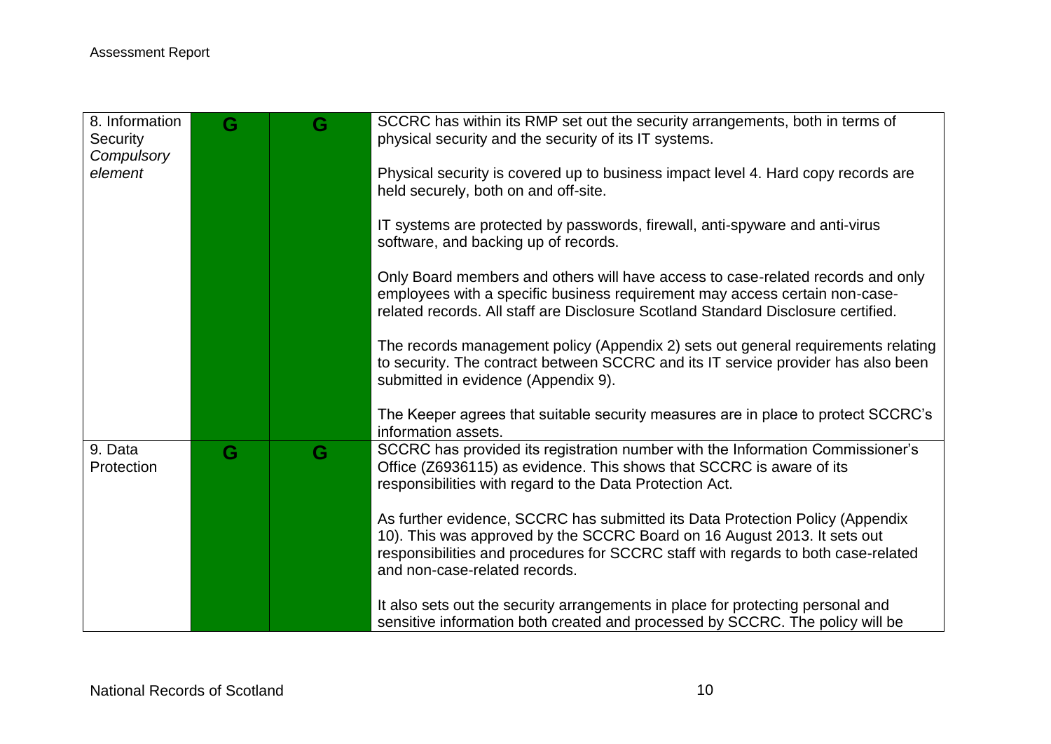| | | | |
|---|---|---|---|
| 8. Information Security *Compulsory element* | G | G | SCCRC has within its RMP set out the security arrangements, both in terms of physical security and the security of its IT systems.<br><br>Physical security is covered up to business impact level 4. Hard copy records are held securely, both on and off-site.<br><br>IT systems are protected by passwords, firewall, anti-spyware and anti-virus software, and backing up of records.<br><br>Only Board members and others will have access to case-related records and only employees with a specific business requirement may access certain non-case-related records. All staff are Disclosure Scotland Standard Disclosure certified.<br><br>The records management policy (Appendix 2) sets out general requirements relating to security. The contract between SCCRC and its IT service provider has also been submitted in evidence (Appendix 9).<br><br>The Keeper agrees that suitable security measures are in place to protect SCCRC's information assets. |
| 9. Data Protection | G | G | SCCRC has provided its registration number with the Information Commissioner's Office (Z6936115) as evidence. This shows that SCCRC is aware of its responsibilities with regard to the Data Protection Act.<br><br>As further evidence, SCCRC has submitted its Data Protection Policy (Appendix 10). This was approved by the SCCRC Board on 16 August 2013. It sets out responsibilities and procedures for SCCRC staff with regards to both case-related and non-case-related records.<br><br>It also sets out the security arrangements in place for protecting personal and sensitive information both created and processed by SCCRC. The policy will be |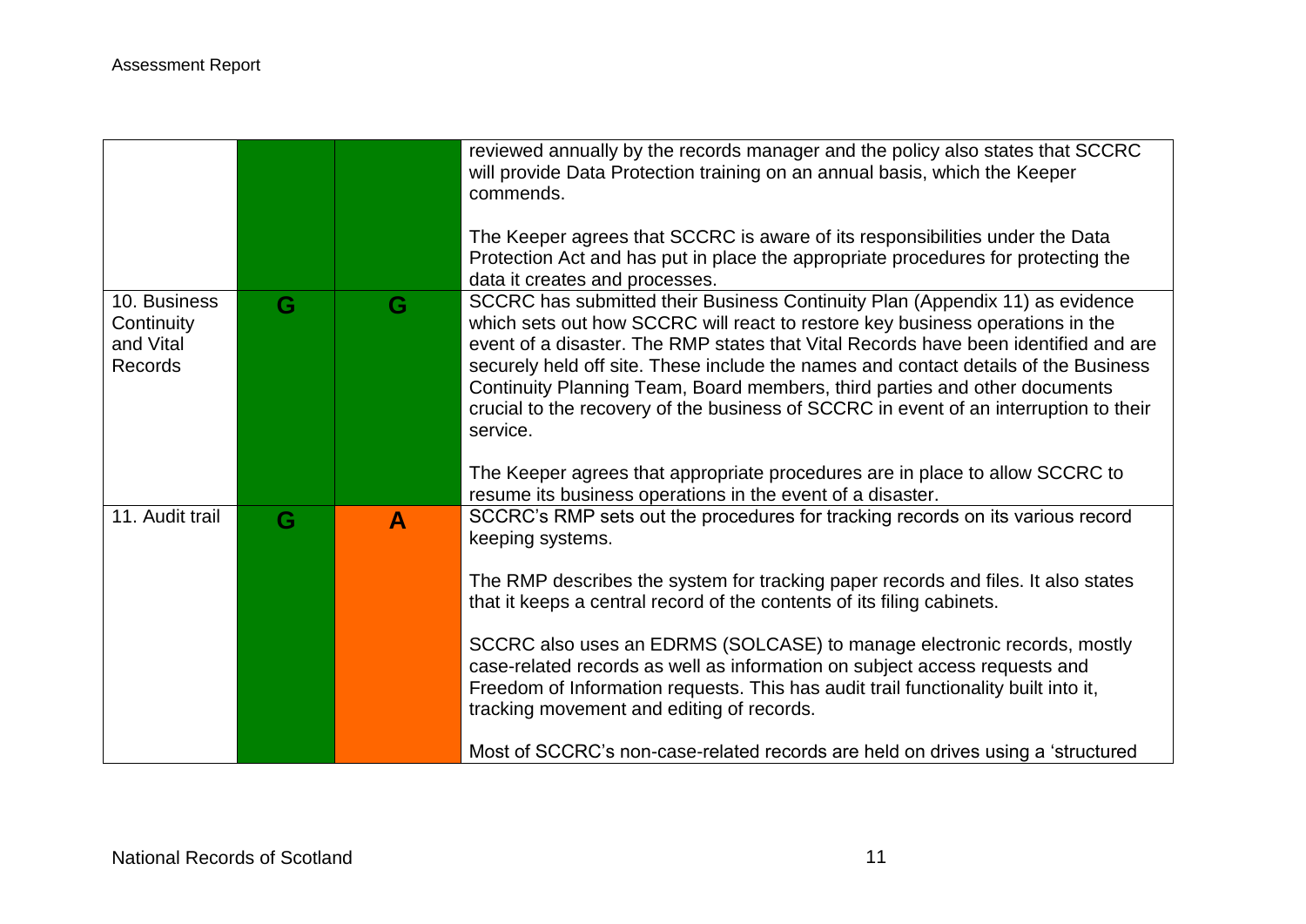| | | | |
|---|---|---|---|
| | | | reviewed annually by the records manager and the policy also states that SCCRC will provide Data Protection training on an annual basis, which the Keeper commends.<br><br>The Keeper agrees that SCCRC is aware of its responsibilities under the Data Protection Act and has put in place the appropriate procedures for protecting the data it creates and processes. |
| 10. Business Continuity and Vital Records | **G** | **G** | SCCRC has submitted their Business Continuity Plan (Appendix 11) as evidence which sets out how SCCRC will react to restore key business operations in the event of a disaster. The RMP states that Vital Records have been identified and are securely held off site. These include the names and contact details of the Business Continuity Planning Team, Board members, third parties and other documents crucial to the recovery of the business of SCCRC in event of an interruption to their service.<br><br>The Keeper agrees that appropriate procedures are in place to allow SCCRC to resume its business operations in the event of a disaster. |
| 11. Audit trail | **G** | **A** | SCCRC's RMP sets out the procedures for tracking records on its various record keeping systems.<br><br>The RMP describes the system for tracking paper records and files. It also states that it keeps a central record of the contents of its filing cabinets.<br><br>SCCRC also uses an EDRMS (SOLCASE) to manage electronic records, mostly case-related records as well as information on subject access requests and Freedom of Information requests. This has audit trail functionality built into it, tracking movement and editing of records.<br><br>Most of SCCRC's non-case-related records are held on drives using a 'structured |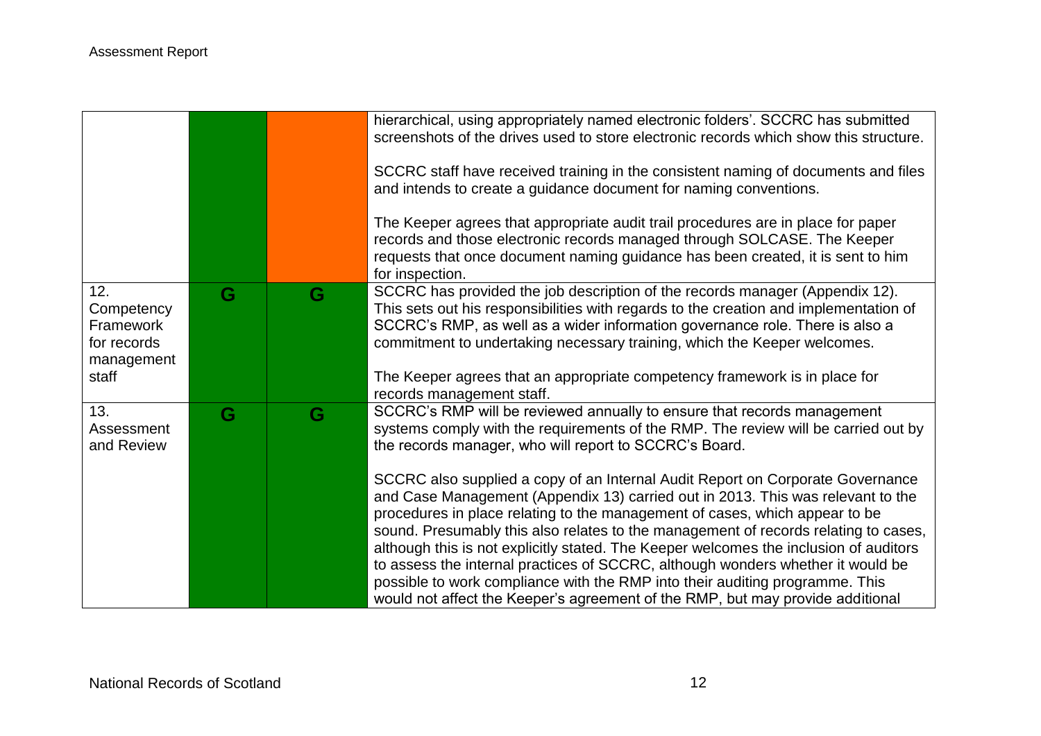| | | | |
|---|---|---|---|
| | | | hierarchical, using appropriately named electronic folders'. SCCRC has submitted screenshots of the drives used to store electronic records which show this structure.<br><br>SCCRC staff have received training in the consistent naming of documents and files and intends to create a guidance document for naming conventions.<br><br>The Keeper agrees that appropriate audit trail procedures are in place for paper records and those electronic records managed through SOLCASE. The Keeper requests that once document naming guidance has been created, it is sent to him for inspection. |
| 12. Competency Framework for records management staff | G | G | SCCRC has provided the job description of the records manager (Appendix 12). This sets out his responsibilities with regards to the creation and implementation of SCCRC's RMP, as well as a wider information governance role. There is also a commitment to undertaking necessary training, which the Keeper welcomes.<br><br>The Keeper agrees that an appropriate competency framework is in place for records management staff. |
| 13. Assessment and Review | G | G | SCCRC's RMP will be reviewed annually to ensure that records management systems comply with the requirements of the RMP. The review will be carried out by the records manager, who will report to SCCRC's Board.<br><br>SCCRC also supplied a copy of an Internal Audit Report on Corporate Governance and Case Management (Appendix 13) carried out in 2013. This was relevant to the procedures in place relating to the management of cases, which appear to be sound. Presumably this also relates to the management of records relating to cases, although this is not explicitly stated. The Keeper welcomes the inclusion of auditors to assess the internal practices of SCCRC, although wonders whether it would be possible to work compliance with the RMP into their auditing programme. This would not affect the Keeper's agreement of the RMP, but may provide additional |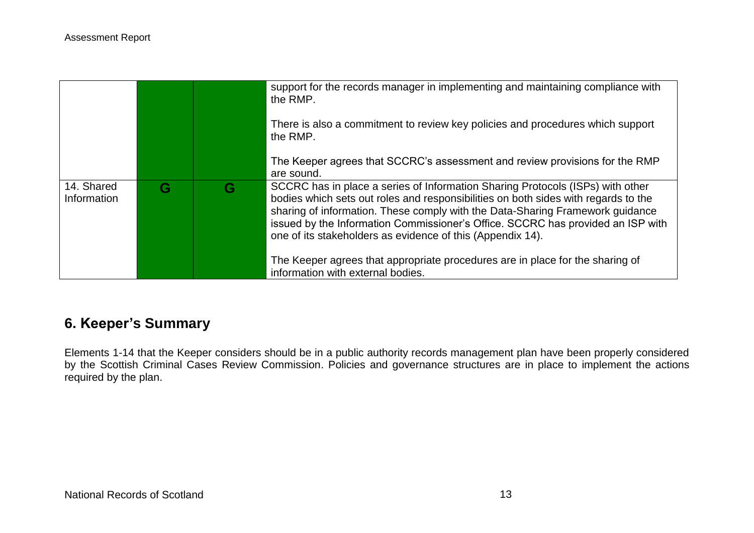| | | | |
|---|---|---|---|
| | | | support for the records manager in implementing and maintaining compliance with the RMP.<br><br>There is also a commitment to review key policies and procedures which support the RMP.<br><br>The Keeper agrees that SCCRC's assessment and review provisions for the RMP are sound. |
| 14. Shared Information | G | G | SCCRC has in place a series of Information Sharing Protocols (ISPs) with other bodies which sets out roles and responsibilities on both sides with regards to the sharing of information. These comply with the Data-Sharing Framework guidance issued by the Information Commissioner's Office. SCCRC has provided an ISP with one of its stakeholders as evidence of this (Appendix 14).<br><br>The Keeper agrees that appropriate procedures are in place for the sharing of information with external bodies. |

## 6. Keeper's Summary

Elements 1-14 that the Keeper considers should be in a public authority records management plan have been properly considered by the Scottish Criminal Cases Review Commission. Policies and governance structures are in place to implement the actions required by the plan.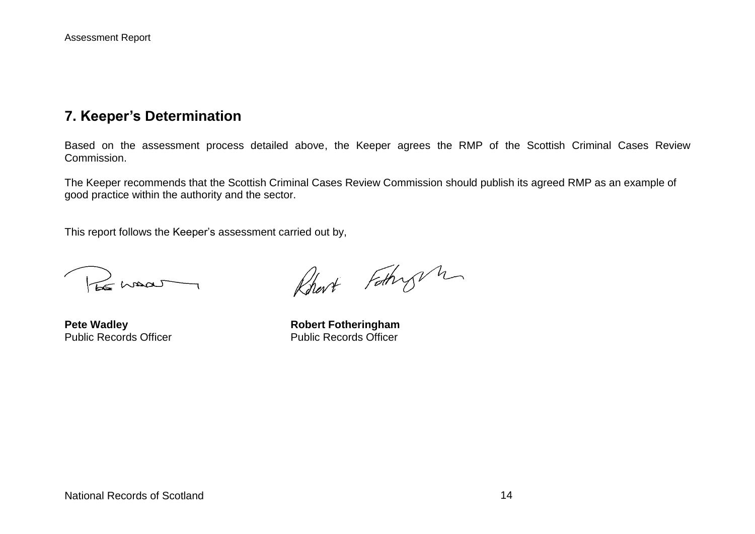## 7. Keeper's Determination

Based on the assessment process detailed above, the Keeper agrees the RMP of the Scottish Criminal Cases Review Commission.

The Keeper recommends that the Scottish Criminal Cases Review Commission should publish its agreed RMP as an example of good practice within the authority and the sector.

This report follows the Keeper's assessment carried out by,

**Pete Wadley**
Public Records Officer

**Robert Fotheringham**
Public Records Officer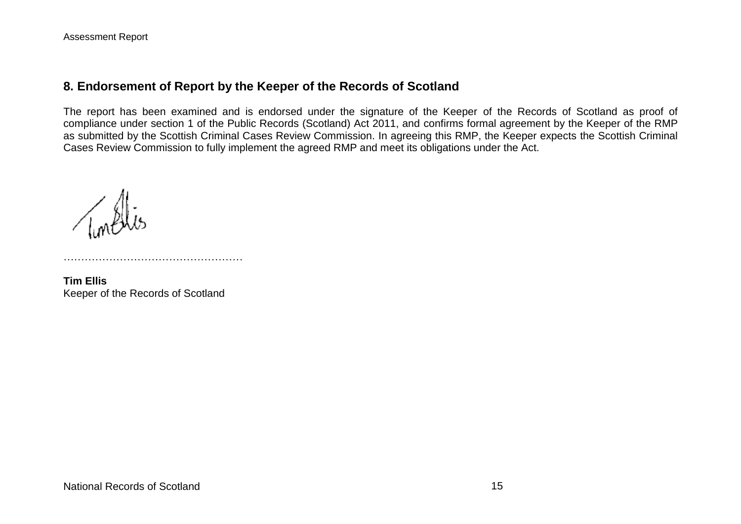## 8. Endorsement of Report by the Keeper of the Records of Scotland

The report has been examined and is endorsed under the signature of the Keeper of the Records of Scotland as proof of compliance under section 1 of the Public Records (Scotland) Act 2011, and confirms formal agreement by the Keeper of the RMP as submitted by the Scottish Criminal Cases Review Commission. In agreeing this RMP, the Keeper expects the Scottish Criminal Cases Review Commission to fully implement the agreed RMP and meet its obligations under the Act.

……………………………………………

**Tim Ellis**
Keeper of the Records of Scotland